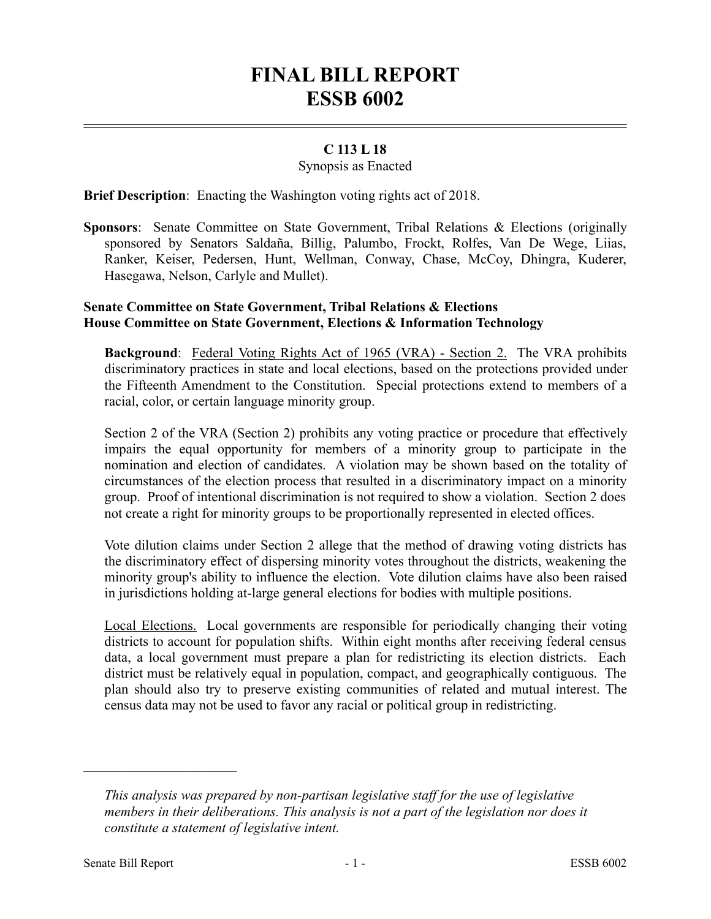# FINAL BILL REPORT
# ESSB 6002

**C 113 L 18**

Synopsis as Enacted

**Brief Description**: Enacting the Washington voting rights act of 2018.

**Sponsors**: Senate Committee on State Government, Tribal Relations & Elections (originally sponsored by Senators Saldaña, Billig, Palumbo, Frockt, Rolfes, Van De Wege, Liias, Ranker, Keiser, Pedersen, Hunt, Wellman, Conway, Chase, McCoy, Dhingra, Kuderer, Hasegawa, Nelson, Carlyle and Mullet).

**Senate Committee on State Government, Tribal Relations & Elections**
**House Committee on State Government, Elections & Information Technology**

**Background**: Federal Voting Rights Act of 1965 (VRA) - Section 2. The VRA prohibits discriminatory practices in state and local elections, based on the protections provided under the Fifteenth Amendment to the Constitution. Special protections extend to members of a racial, color, or certain language minority group.

Section 2 of the VRA (Section 2) prohibits any voting practice or procedure that effectively impairs the equal opportunity for members of a minority group to participate in the nomination and election of candidates. A violation may be shown based on the totality of circumstances of the election process that resulted in a discriminatory impact on a minority group. Proof of intentional discrimination is not required to show a violation. Section 2 does not create a right for minority groups to be proportionally represented in elected offices.

Vote dilution claims under Section 2 allege that the method of drawing voting districts has the discriminatory effect of dispersing minority votes throughout the districts, weakening the minority group's ability to influence the election. Vote dilution claims have also been raised in jurisdictions holding at-large general elections for bodies with multiple positions.

Local Elections. Local governments are responsible for periodically changing their voting districts to account for population shifts. Within eight months after receiving federal census data, a local government must prepare a plan for redistricting its election districts. Each district must be relatively equal in population, compact, and geographically contiguous. The plan should also try to preserve existing communities of related and mutual interest. The census data may not be used to favor any racial or political group in redistricting.

---

*This analysis was prepared by non-partisan legislative staff for the use of legislative members in their deliberations. This analysis is not a part of the legislation nor does it constitute a statement of legislative intent.*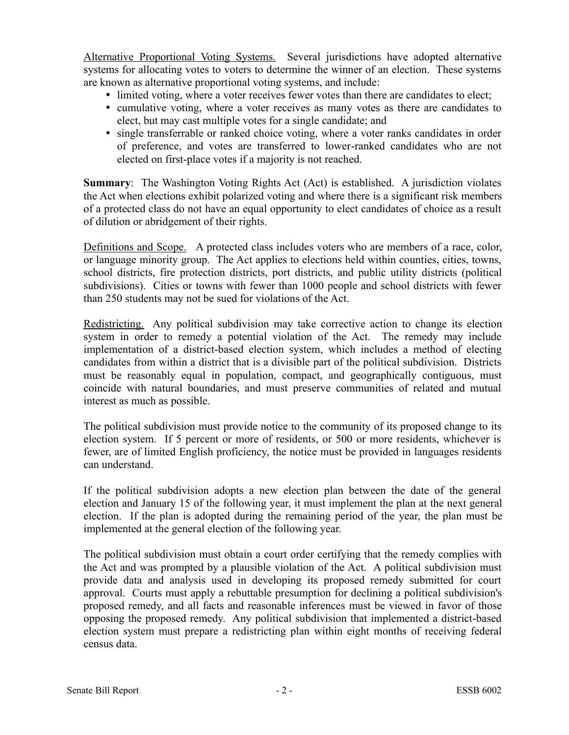Alternative Proportional Voting Systems. Several jurisdictions have adopted alternative systems for allocating votes to voters to determine the winner of an election. These systems are known as alternative proportional voting systems, and include:

- limited voting, where a voter receives fewer votes than there are candidates to elect;
- cumulative voting, where a voter receives as many votes as there are candidates to elect, but may cast multiple votes for a single candidate; and
- single transferrable or ranked choice voting, where a voter ranks candidates in order of preference, and votes are transferred to lower-ranked candidates who are not elected on first-place votes if a majority is not reached.

**Summary**: The Washington Voting Rights Act (Act) is established. A jurisdiction violates the Act when elections exhibit polarized voting and where there is a significant risk members of a protected class do not have an equal opportunity to elect candidates of choice as a result of dilution or abridgement of their rights.

Definitions and Scope. A protected class includes voters who are members of a race, color, or language minority group. The Act applies to elections held within counties, cities, towns, school districts, fire protection districts, port districts, and public utility districts (political subdivisions). Cities or towns with fewer than 1000 people and school districts with fewer than 250 students may not be sued for violations of the Act.

Redistricting. Any political subdivision may take corrective action to change its election system in order to remedy a potential violation of the Act. The remedy may include implementation of a district-based election system, which includes a method of electing candidates from within a district that is a divisible part of the political subdivision. Districts must be reasonably equal in population, compact, and geographically contiguous, must coincide with natural boundaries, and must preserve communities of related and mutual interest as much as possible.

The political subdivision must provide notice to the community of its proposed change to its election system. If 5 percent or more of residents, or 500 or more residents, whichever is fewer, are of limited English proficiency, the notice must be provided in languages residents can understand.

If the political subdivision adopts a new election plan between the date of the general election and January 15 of the following year, it must implement the plan at the next general election. If the plan is adopted during the remaining period of the year, the plan must be implemented at the general election of the following year.

The political subdivision must obtain a court order certifying that the remedy complies with the Act and was prompted by a plausible violation of the Act. A political subdivision must provide data and analysis used in developing its proposed remedy submitted for court approval. Courts must apply a rebuttable presumption for declining a political subdivision's proposed remedy, and all facts and reasonable inferences must be viewed in favor of those opposing the proposed remedy. Any political subdivision that implemented a district-based election system must prepare a redistricting plan within eight months of receiving federal census data.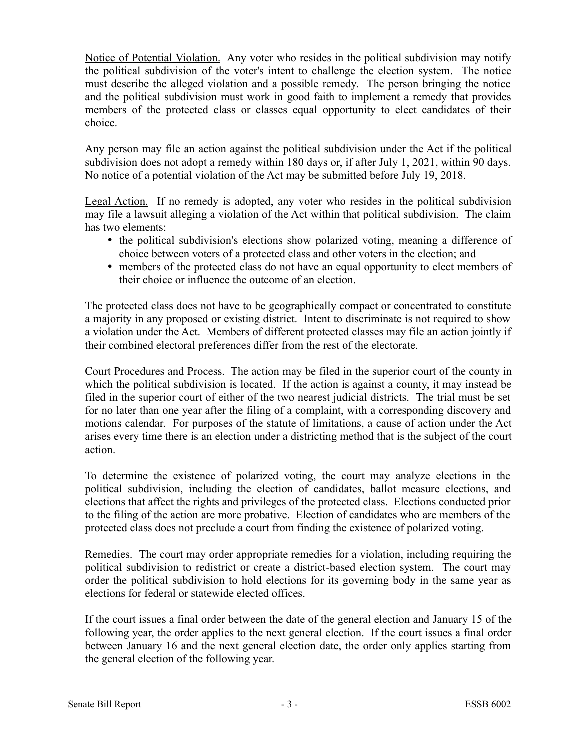Notice of Potential Violation. Any voter who resides in the political subdivision may notify the political subdivision of the voter's intent to challenge the election system. The notice must describe the alleged violation and a possible remedy. The person bringing the notice and the political subdivision must work in good faith to implement a remedy that provides members of the protected class or classes equal opportunity to elect candidates of their choice.

Any person may file an action against the political subdivision under the Act if the political subdivision does not adopt a remedy within 180 days or, if after July 1, 2021, within 90 days. No notice of a potential violation of the Act may be submitted before July 19, 2018.

Legal Action. If no remedy is adopted, any voter who resides in the political subdivision may file a lawsuit alleging a violation of the Act within that political subdivision. The claim has two elements:

- the political subdivision's elections show polarized voting, meaning a difference of choice between voters of a protected class and other voters in the election; and
- members of the protected class do not have an equal opportunity to elect members of their choice or influence the outcome of an election.

The protected class does not have to be geographically compact or concentrated to constitute a majority in any proposed or existing district. Intent to discriminate is not required to show a violation under the Act. Members of different protected classes may file an action jointly if their combined electoral preferences differ from the rest of the electorate.

Court Procedures and Process. The action may be filed in the superior court of the county in which the political subdivision is located. If the action is against a county, it may instead be filed in the superior court of either of the two nearest judicial districts. The trial must be set for no later than one year after the filing of a complaint, with a corresponding discovery and motions calendar. For purposes of the statute of limitations, a cause of action under the Act arises every time there is an election under a districting method that is the subject of the court action.

To determine the existence of polarized voting, the court may analyze elections in the political subdivision, including the election of candidates, ballot measure elections, and elections that affect the rights and privileges of the protected class. Elections conducted prior to the filing of the action are more probative. Election of candidates who are members of the protected class does not preclude a court from finding the existence of polarized voting.

Remedies. The court may order appropriate remedies for a violation, including requiring the political subdivision to redistrict or create a district-based election system. The court may order the political subdivision to hold elections for its governing body in the same year as elections for federal or statewide elected offices.

If the court issues a final order between the date of the general election and January 15 of the following year, the order applies to the next general election. If the court issues a final order between January 16 and the next general election date, the order only applies starting from the general election of the following year.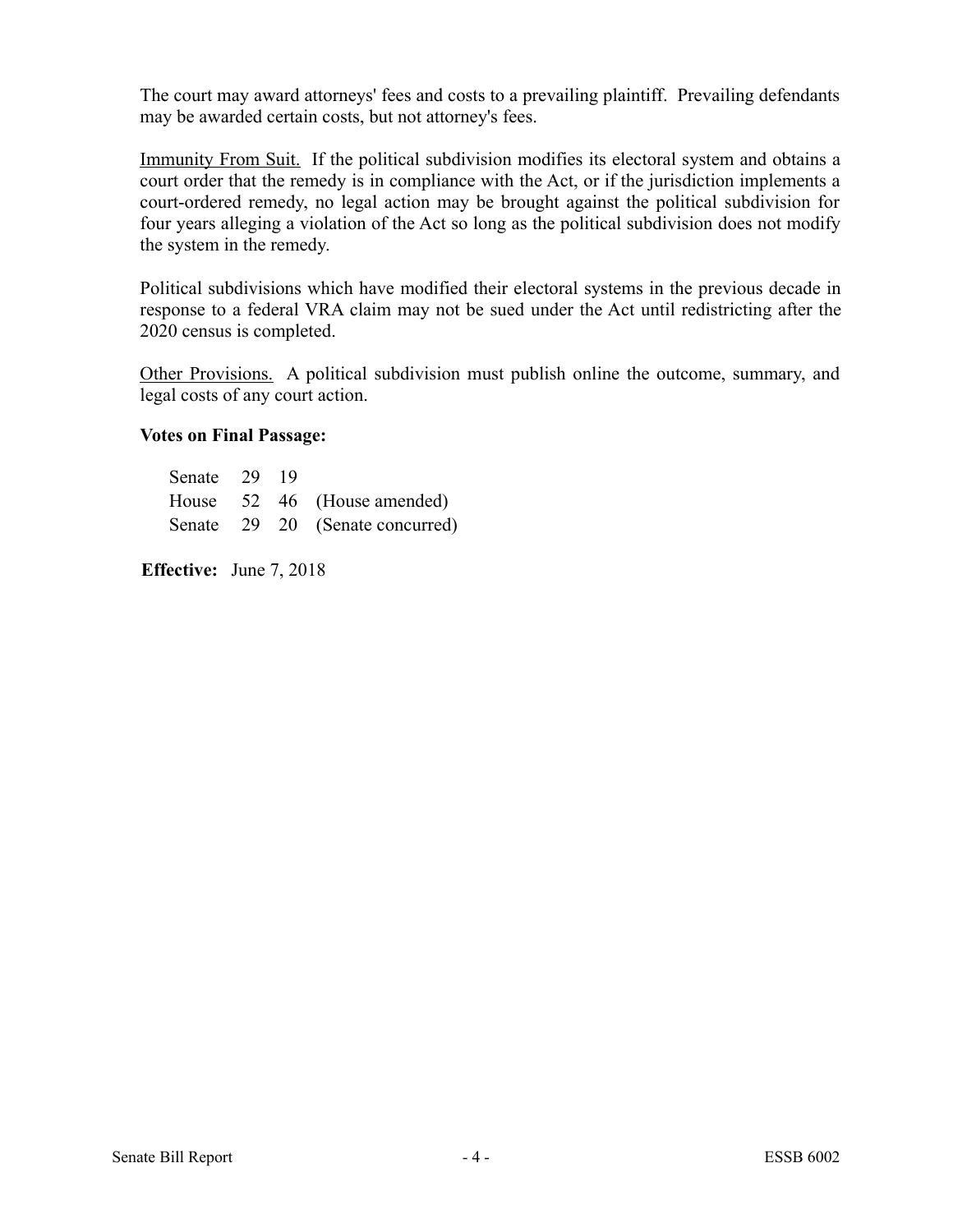The court may award attorneys' fees and costs to a prevailing plaintiff. Prevailing defendants may be awarded certain costs, but not attorney's fees.

Immunity From Suit. If the political subdivision modifies its electoral system and obtains a court order that the remedy is in compliance with the Act, or if the jurisdiction implements a court-ordered remedy, no legal action may be brought against the political subdivision for four years alleging a violation of the Act so long as the political subdivision does not modify the system in the remedy.

Political subdivisions which have modified their electoral systems in the previous decade in response to a federal VRA claim may not be sued under the Act until redistricting after the 2020 census is completed.

Other Provisions. A political subdivision must publish online the outcome, summary, and legal costs of any court action.

**Votes on Final Passage:**

| | | | |
|---|---|---|---|
| Senate | 29 | 19 | |
| House | 52 | 46 | (House amended) |
| Senate | 29 | 20 | (Senate concurred) |

**Effective:** June 7, 2018